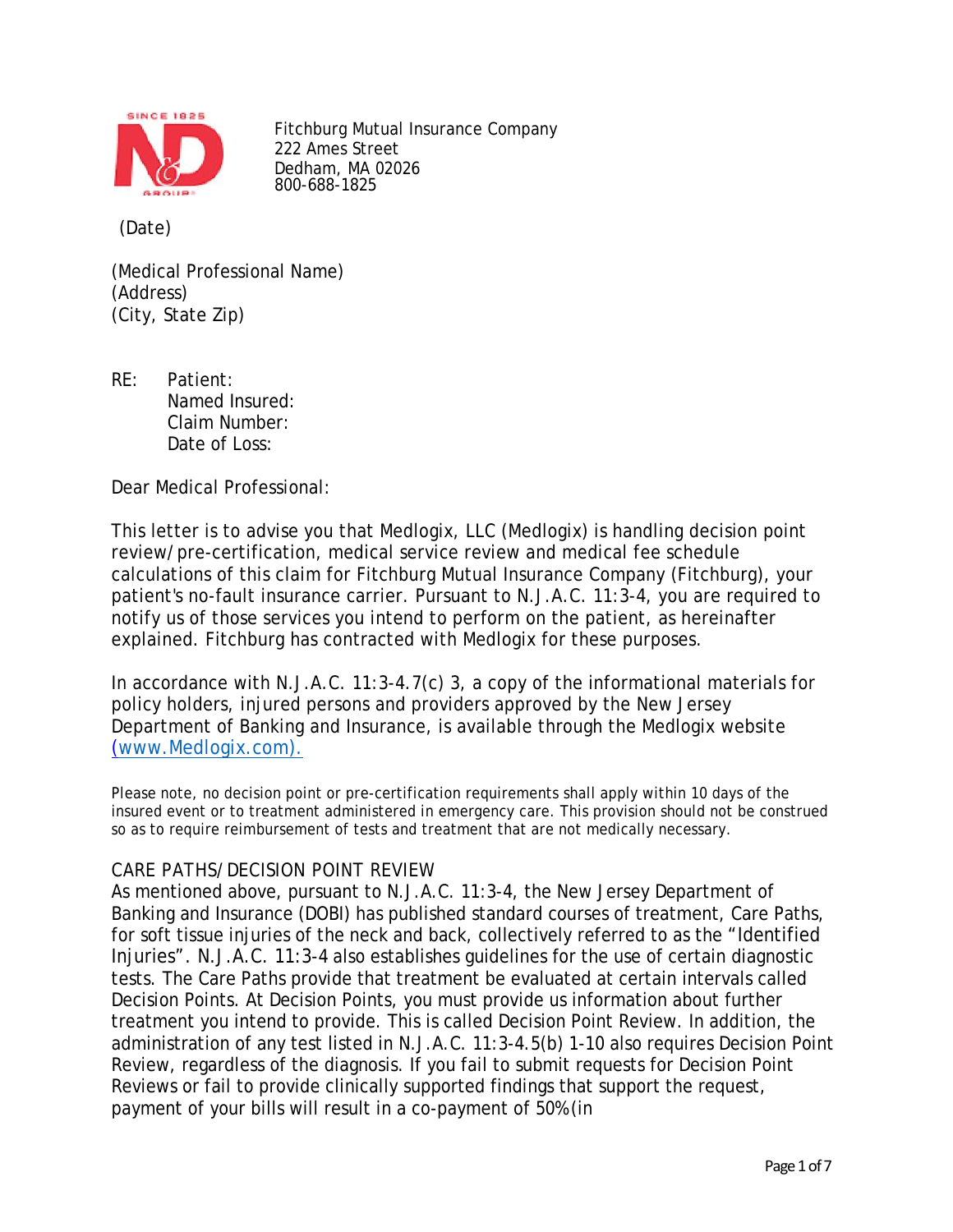Fitchburg Mutual Insurance Company
222 Ames Street
Dedham, MA 02026
800-688-1825

(Date)

(Medical Professional Name)
(Address)
(City, State Zip)

RE: Patient:
Named Insured:
Claim Number:
Date of Loss:

Dear Medical Professional:

This letter is to advise you that Medlogix, LLC (Medlogix) is handling decision point review/pre-certification, medical service review and medical fee schedule calculations of this claim for Fitchburg Mutual Insurance Company (Fitchburg), your patient's no-fault insurance carrier. Pursuant to N.J.A.C. 11:3-4, you are required to notify us of those services you intend to perform on the patient, as hereinafter explained. Fitchburg has contracted with Medlogix for these purposes.

In accordance with N.J.A.C. 11:3-4.7(c) 3, a copy of the informational materials for policy holders, injured persons and providers approved by the New Jersey Department of Banking and Insurance, is available through the Medlogix website [(www.Medlogix.com).](http://www.Medlogix.com)

Please note, no decision point or pre-certification requirements shall apply within 10 days of the insured event or to treatment administered in emergency care. This provision should not be construed so as to require reimbursement of tests and treatment that are not medically necessary.

CARE PATHS/DECISION POINT REVIEW

As mentioned above, pursuant to N.J.A.C. 11:3-4, the New Jersey Department of Banking and Insurance (DOBI) has published standard courses of treatment, Care Paths, for soft tissue injuries of the neck and back, collectively referred to as the "Identified Injuries". N.J.A.C. 11:3-4 also establishes guidelines for the use of certain diagnostic tests. The Care Paths provide that treatment be evaluated at certain intervals called Decision Points. At Decision Points, you must provide us information about further treatment you intend to provide. This is called Decision Point Review. In addition, the administration of any test listed in N.J.A.C. 11:3-4.5(b) 1-10 also requires Decision Point Review, regardless of the diagnosis. If you fail to submit requests for Decision Point Reviews or fail to provide clinically supported findings that support the request, payment of your bills will result in a co-payment of 50% (in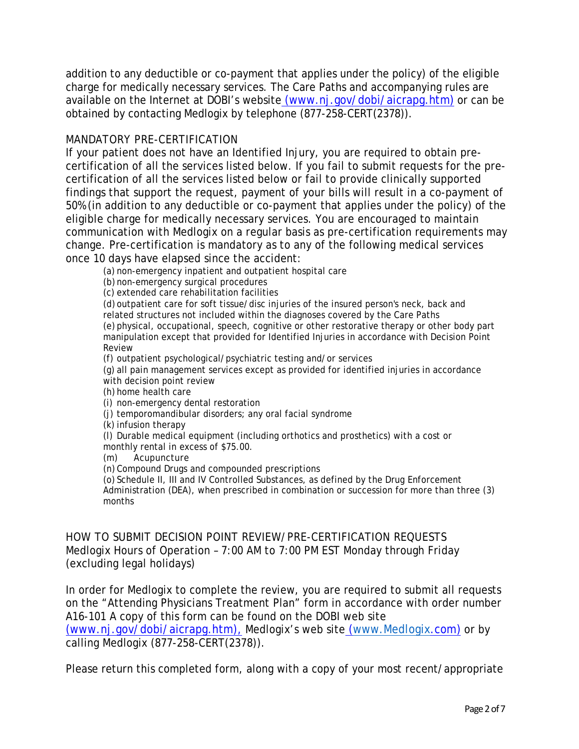addition to any deductible or co-payment that applies under the policy) of the eligible charge for medically necessary services. The Care Paths and accompanying rules are available on the Internet at DOBI's website (www.nj.gov/dobi/aicrapg.htm) or can be obtained by contacting Medlogix by telephone (877-258-CERT(2378)).

## MANDATORY PRE-CERTIFICATION

If your patient does not have an Identified Injury, you are required to obtain pre-certification of all the services listed below. If you fail to submit requests for the pre-certification of all the services listed below or fail to provide clinically supported findings that support the request, payment of your bills will result in a co-payment of 50% (in addition to any deductible or co-payment that applies under the policy) of the eligible charge for medically necessary services. You are encouraged to maintain communication with Medlogix on a regular basis as pre-certification requirements may change. Pre-certification is mandatory as to any of the following medical services once 10 days have elapsed since the accident:

(a) non-emergency inpatient and outpatient hospital care
(b) non-emergency surgical procedures
(c) extended care rehabilitation facilities
(d) outpatient care for soft tissue/disc injuries of the insured person's neck, back and related structures not included within the diagnoses covered by the Care Paths
(e) physical, occupational, speech, cognitive or other restorative therapy or other body part manipulation except that provided for Identified Injuries in accordance with Decision Point Review
(f) outpatient psychological/psychiatric testing and/or services
(g) all pain management services except as provided for identified injuries in accordance with decision point review
(h) home health care
(i) non-emergency dental restoration
(j) temporomandibular disorders; any oral facial syndrome
(k) infusion therapy
(l) Durable medical equipment (including orthotics and prosthetics) with a cost or monthly rental in excess of $75.00.
(m) Acupuncture
(n) Compound Drugs and compounded prescriptions
(o) Schedule II, III and IV Controlled Substances, as defined by the Drug Enforcement Administration (DEA), when prescribed in combination or succession for more than three (3) months

## HOW TO SUBMIT DECISION POINT REVIEW/PRE-CERTIFICATION REQUESTS

Medlogix Hours of Operation – 7:00 AM to 7:00 PM EST Monday through Friday (excluding legal holidays)

In order for Medlogix to complete the review, you are required to submit all requests on the "Attending Physicians Treatment Plan" form in accordance with order number A16-101 A copy of this form can be found on the DOBI web site (www.nj.gov/dobi/aicrapg.htm), Medlogix's web site (www.Medlogix.com) or by calling Medlogix (877-258-CERT(2378)).

Please return this completed form, along with a copy of your most recent/appropriate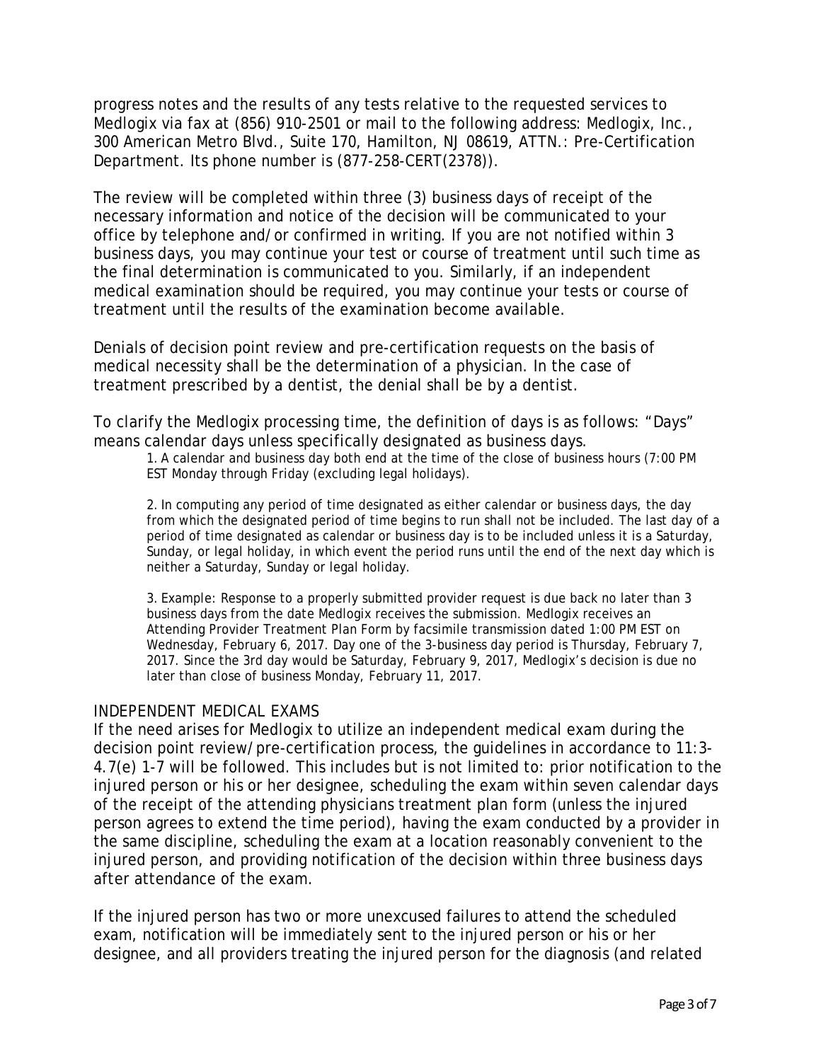progress notes and the results of any tests relative to the requested services to Medlogix via fax at (856) 910-2501 or mail to the following address: Medlogix, Inc., 300 American Metro Blvd., Suite 170, Hamilton, NJ 08619, ATTN.: Pre-Certification Department. Its phone number is (877-258-CERT(2378)).

The review will be completed within three (3) business days of receipt of the necessary information and notice of the decision will be communicated to your office by telephone and/or confirmed in writing. If you are not notified within 3 business days, you may continue your test or course of treatment until such time as the final determination is communicated to you. Similarly, if an independent medical examination should be required, you may continue your tests or course of treatment until the results of the examination become available.

Denials of decision point review and pre-certification requests on the basis of medical necessity shall be the determination of a physician. In the case of treatment prescribed by a dentist, the denial shall be by a dentist.

To clarify the Medlogix processing time, the definition of days is as follows: "Days" means calendar days unless specifically designated as business days.

1. A calendar and business day both end at the time of the close of business hours (7:00 PM EST Monday through Friday (excluding legal holidays).

2. In computing any period of time designated as either calendar or business days, the day from which the designated period of time begins to run shall not be included. The last day of a period of time designated as calendar or business day is to be included unless it is a Saturday, Sunday, or legal holiday, in which event the period runs until the end of the next day which is neither a Saturday, Sunday or legal holiday.

3. Example: Response to a properly submitted provider request is due back no later than 3 business days from the date Medlogix receives the submission. Medlogix receives an Attending Provider Treatment Plan Form by facsimile transmission dated 1:00 PM EST on Wednesday, February 6, 2017. Day one of the 3-business day period is Thursday, February 7, 2017. Since the 3rd day would be Saturday, February 9, 2017, Medlogix's decision is due no later than close of business Monday, February 11, 2017.

## INDEPENDENT MEDICAL EXAMS

If the need arises for Medlogix to utilize an independent medical exam during the decision point review/pre-certification process, the guidelines in accordance to 11:3-4.7(e) 1-7 will be followed. This includes but is not limited to: prior notification to the injured person or his or her designee, scheduling the exam within seven calendar days of the receipt of the attending physicians treatment plan form (unless the injured person agrees to extend the time period), having the exam conducted by a provider in the same discipline, scheduling the exam at a location reasonably convenient to the injured person, and providing notification of the decision within three business days after attendance of the exam.

If the injured person has two or more unexcused failures to attend the scheduled exam, notification will be immediately sent to the injured person or his or her designee, and all providers treating the injured person for the diagnosis (and related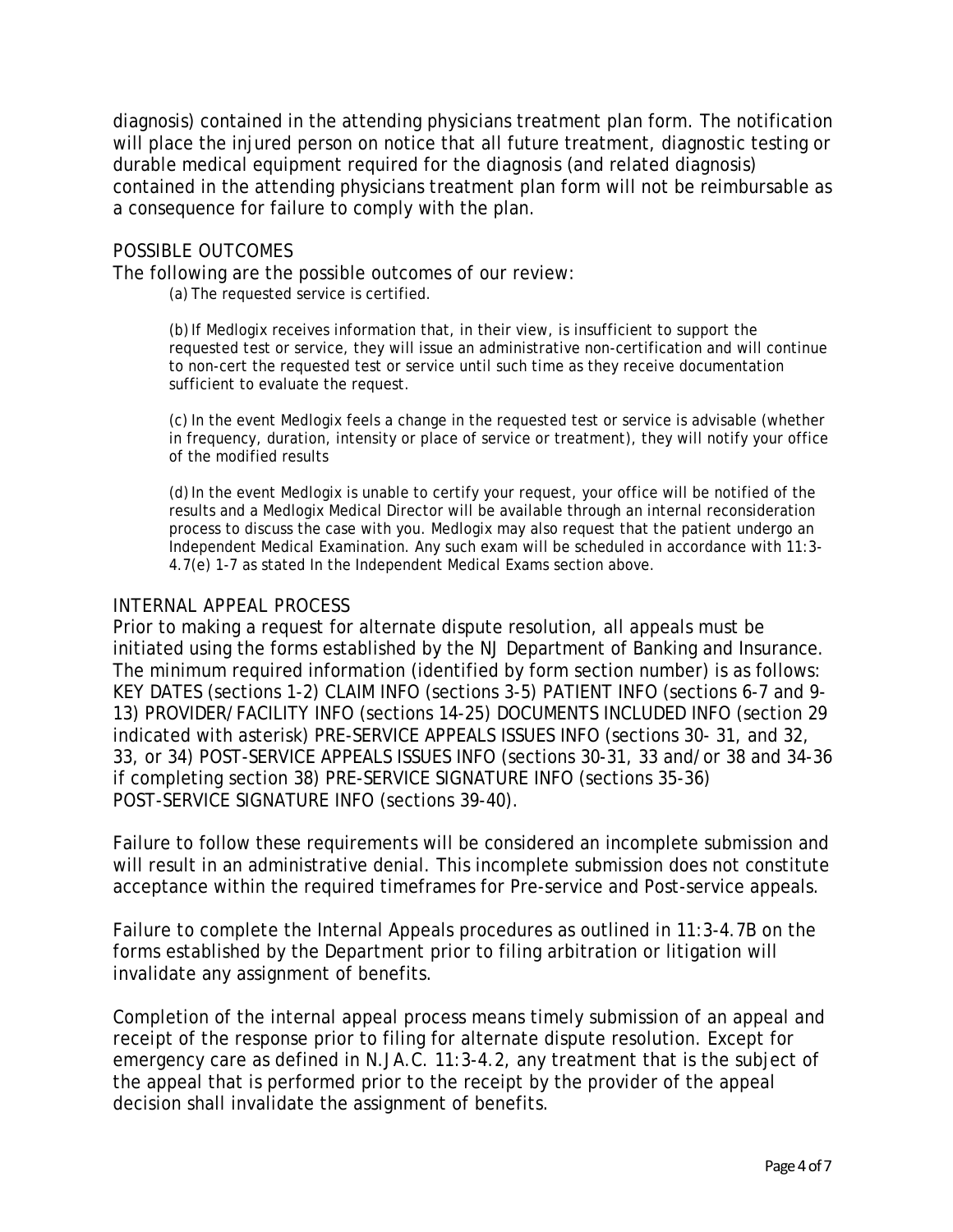diagnosis) contained in the attending physicians treatment plan form. The notification will place the injured person on notice that all future treatment, diagnostic testing or durable medical equipment required for the diagnosis (and related diagnosis) contained in the attending physicians treatment plan form will not be reimbursable as a consequence for failure to comply with the plan.

## POSSIBLE OUTCOMES

The following are the possible outcomes of our review:

(a) The requested service is certified.

(b) If Medlogix receives information that, in their view, is insufficient to support the requested test or service, they will issue an administrative non-certification and will continue to non-cert the requested test or service until such time as they receive documentation sufficient to evaluate the request.

(c) In the event Medlogix feels a change in the requested test or service is advisable (whether in frequency, duration, intensity or place of service or treatment), they will notify your office of the modified results

(d) In the event Medlogix is unable to certify your request, your office will be notified of the results and a Medlogix Medical Director will be available through an internal reconsideration process to discuss the case with you. Medlogix may also request that the patient undergo an Independent Medical Examination. Any such exam will be scheduled in accordance with 11:3-4.7(e) 1-7 as stated In the Independent Medical Exams section above.

## INTERNAL APPEAL PROCESS

Prior to making a request for alternate dispute resolution, all appeals must be initiated using the forms established by the NJ Department of Banking and Insurance. The minimum required information (identified by form section number) is as follows: KEY DATES (sections 1-2) CLAIM INFO (sections 3-5) PATIENT INFO (sections 6-7 and 9-13) PROVIDER/FACILITY INFO (sections 14-25) DOCUMENTS INCLUDED INFO (section 29 indicated with asterisk) PRE-SERVICE APPEALS ISSUES INFO (sections 30- 31, and 32, 33, or 34) POST-SERVICE APPEALS ISSUES INFO (sections 30-31, 33 and/or 38 and 34-36 if completing section 38) PRE-SERVICE SIGNATURE INFO (sections 35-36) POST-SERVICE SIGNATURE INFO (sections 39-40).

Failure to follow these requirements will be considered an incomplete submission and will result in an administrative denial. This incomplete submission does not constitute acceptance within the required timeframes for Pre-service and Post-service appeals.

Failure to complete the Internal Appeals procedures as outlined in 11:3-4.7B on the forms established by the Department prior to filing arbitration or litigation will invalidate any assignment of benefits.

Completion of the internal appeal process means timely submission of an appeal and receipt of the response prior to filing for alternate dispute resolution. Except for emergency care as defined in N.JA.C. 11:3-4.2, any treatment that is the subject of the appeal that is performed prior to the receipt by the provider of the appeal decision shall invalidate the assignment of benefits.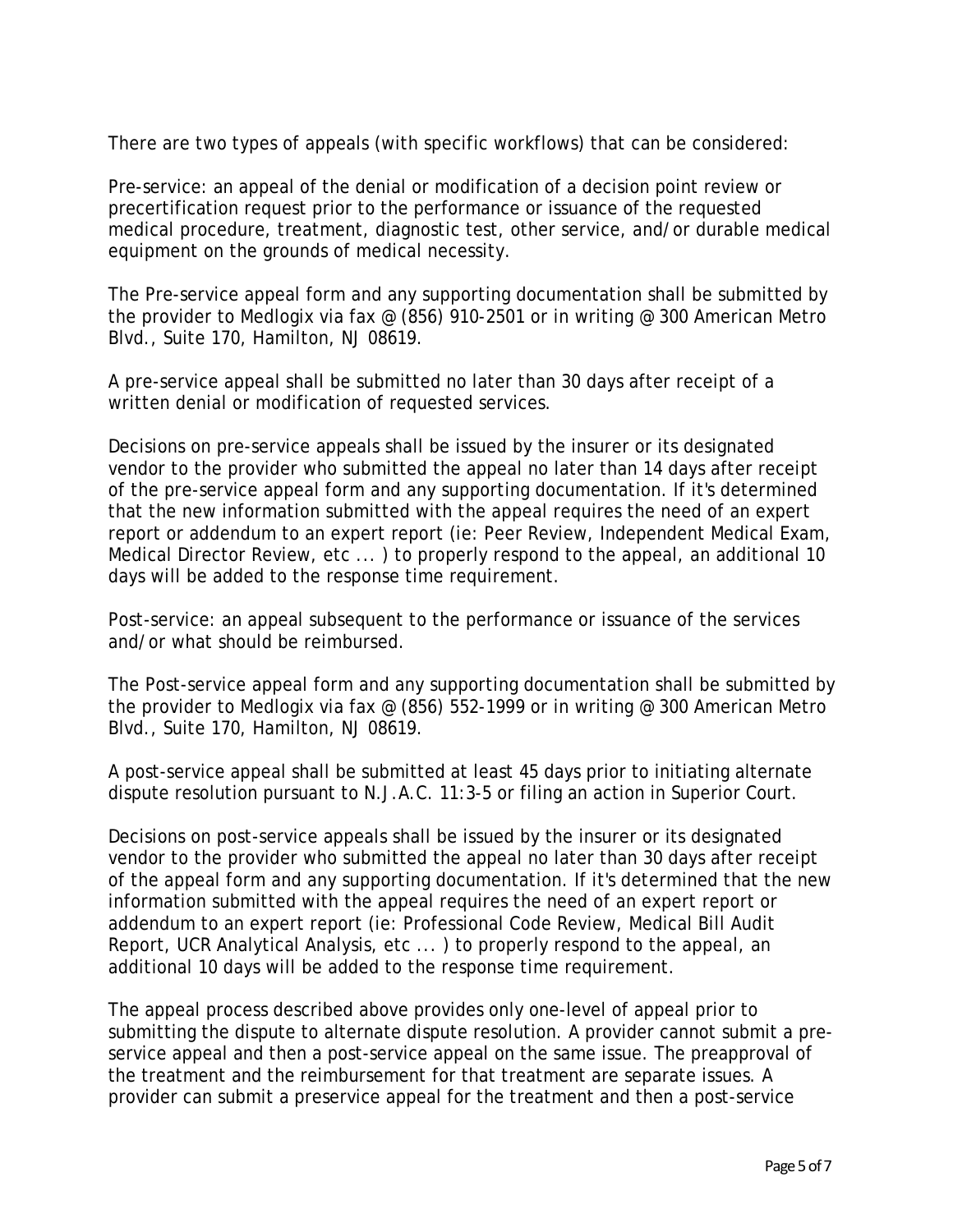There are two types of appeals (with specific workflows) that can be considered:

Pre-service: an appeal of the denial or modification of a decision point review or precertification request prior to the performance or issuance of the requested medical procedure, treatment, diagnostic test, other service, and/or durable medical equipment on the grounds of medical necessity.

The Pre-service appeal form and any supporting documentation shall be submitted by the provider to Medlogix via fax @ (856) 910-2501 or in writing @ 300 American Metro Blvd., Suite 170, Hamilton, NJ 08619.

A pre-service appeal shall be submitted no later than 30 days after receipt of a written denial or modification of requested services.

Decisions on pre-service appeals shall be issued by the insurer or its designated vendor to the provider who submitted the appeal no later than 14 days after receipt of the pre-service appeal form and any supporting documentation. If it's determined that the new information submitted with the appeal requires the need of an expert report or addendum to an expert report (ie: Peer Review, Independent Medical Exam, Medical Director Review, etc ... ) to properly respond to the appeal, an additional 10 days will be added to the response time requirement.

Post-service: an appeal subsequent to the performance or issuance of the services and/or what should be reimbursed.

The Post-service appeal form and any supporting documentation shall be submitted by the provider to Medlogix via fax @ (856) 552-1999 or in writing @ 300 American Metro Blvd., Suite 170, Hamilton, NJ 08619.

A post-service appeal shall be submitted at least 45 days prior to initiating alternate dispute resolution pursuant to N.J.A.C. 11:3-5 or filing an action in Superior Court.

Decisions on post-service appeals shall be issued by the insurer or its designated vendor to the provider who submitted the appeal no later than 30 days after receipt of the appeal form and any supporting documentation. If it's determined that the new information submitted with the appeal requires the need of an expert report or addendum to an expert report (ie: Professional Code Review, Medical Bill Audit Report, UCR Analytical Analysis, etc ... ) to properly respond to the appeal, an additional 10 days will be added to the response time requirement.

The appeal process described above provides only one-level of appeal prior to submitting the dispute to alternate dispute resolution. A provider cannot submit a pre-service appeal and then a post-service appeal on the same issue. The preapproval of the treatment and the reimbursement for that treatment are separate issues. A provider can submit a preservice appeal for the treatment and then a post-service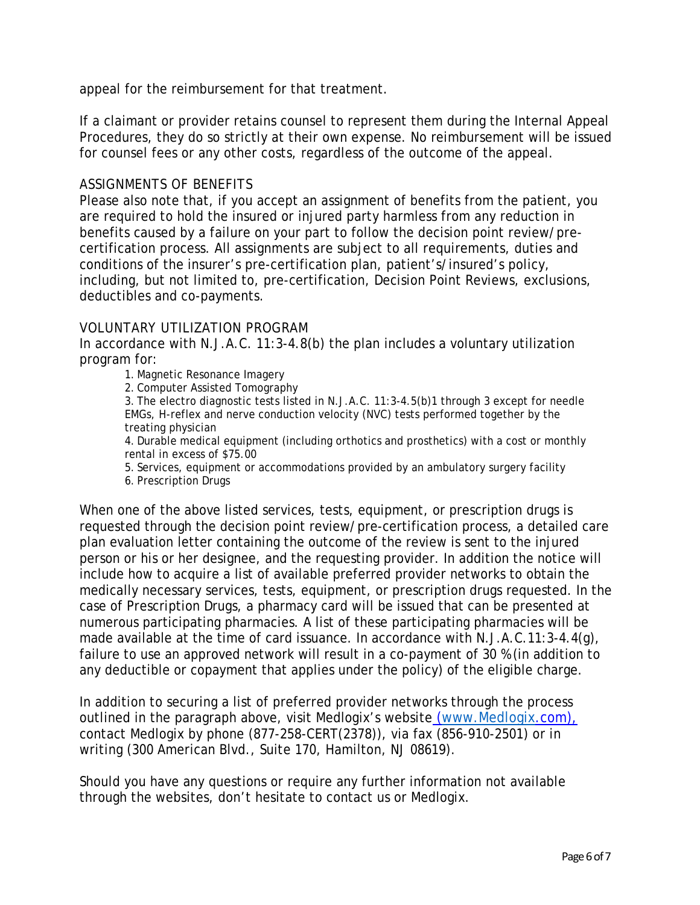appeal for the reimbursement for that treatment.

If a claimant or provider retains counsel to represent them during the Internal Appeal Procedures, they do so strictly at their own expense. No reimbursement will be issued for counsel fees or any other costs, regardless of the outcome of the appeal.

## ASSIGNMENTS OF BENEFITS

Please also note that, if you accept an assignment of benefits from the patient, you are required to hold the insured or injured party harmless from any reduction in benefits caused by a failure on your part to follow the decision point review/pre-certification process. All assignments are subject to all requirements, duties and conditions of the insurer's pre-certification plan, patient's/insured's policy, including, but not limited to, pre-certification, Decision Point Reviews, exclusions, deductibles and co-payments.

## VOLUNTARY UTILIZATION PROGRAM

In accordance with N.J.A.C. 11:3-4.8(b) the plan includes a voluntary utilization program for:

1. Magnetic Resonance Imagery
2. Computer Assisted Tomography
3. The electro diagnostic tests listed in N.J.A.C. 11:3-4.5(b)1 through 3 except for needle EMGs, H-reflex and nerve conduction velocity (NVC) tests performed together by the treating physician
4. Durable medical equipment (including orthotics and prosthetics) with a cost or monthly rental in excess of $75.00
5. Services, equipment or accommodations provided by an ambulatory surgery facility
6. Prescription Drugs

When one of the above listed services, tests, equipment, or prescription drugs is requested through the decision point review/pre-certification process, a detailed care plan evaluation letter containing the outcome of the review is sent to the injured person or his or her designee, and the requesting provider. In addition the notice will include how to acquire a list of available preferred provider networks to obtain the medically necessary services, tests, equipment, or prescription drugs requested. In the case of Prescription Drugs, a pharmacy card will be issued that can be presented at numerous participating pharmacies. A list of these participating pharmacies will be made available at the time of card issuance. In accordance with N.J.A.C.11:3-4.4(g), failure to use an approved network will result in a co-payment of 30 %(in addition to any deductible or copayment that applies under the policy) of the eligible charge.

In addition to securing a list of preferred provider networks through the process outlined in the paragraph above, visit Medlogix's website (www.Medlogix.com), contact Medlogix by phone (877-258-CERT(2378)), via fax (856-910-2501) or in writing (300 American Blvd., Suite 170, Hamilton, NJ 08619).

Should you have any questions or require any further information not available through the websites, don't hesitate to contact us or Medlogix.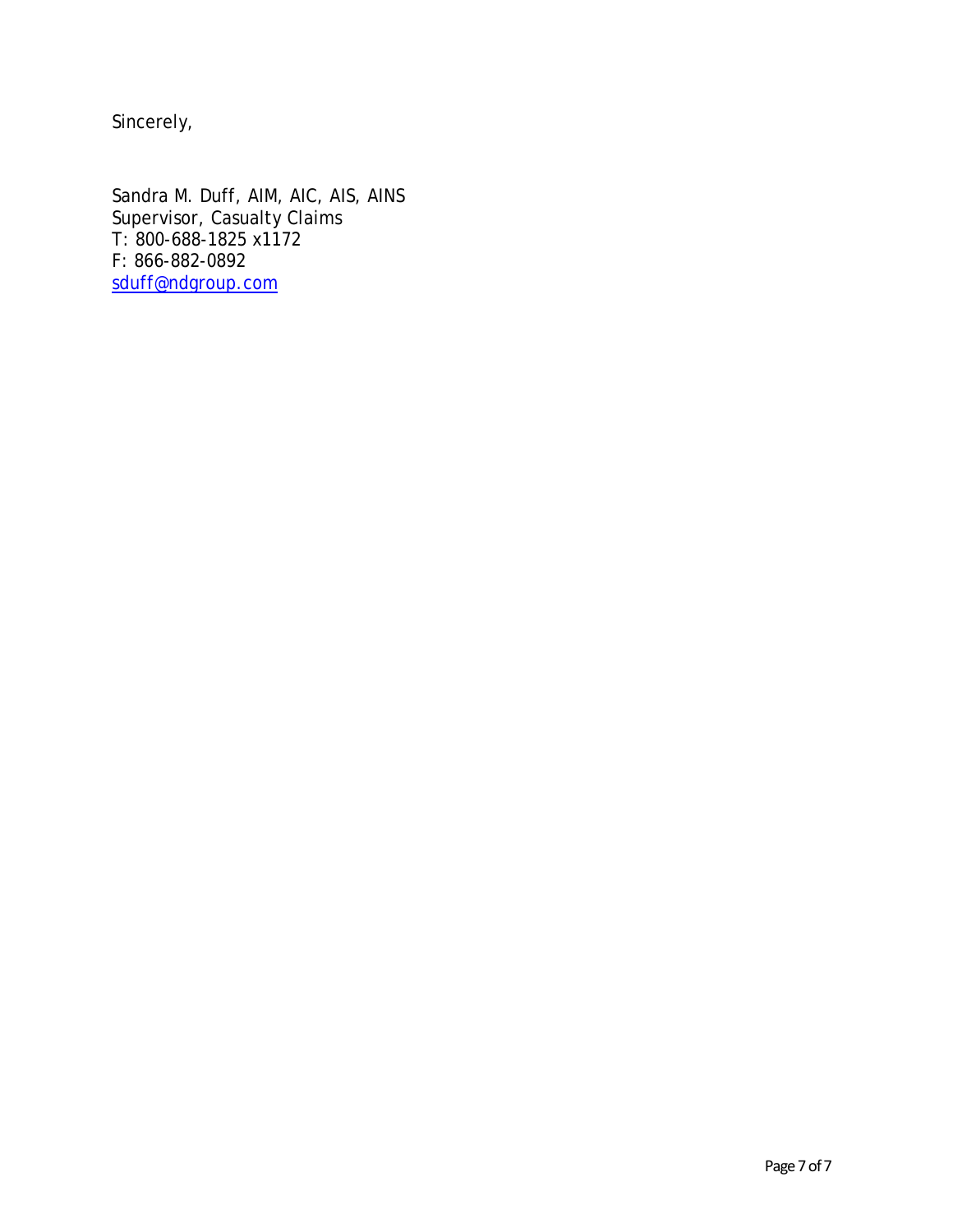Sincerely,

Sandra M. Duff, AIM, AIC, AIS, AINS  
Supervisor, Casualty Claims  
T: 800-688-1825 x1172  
F: 866-882-0892  
sduff@ndgroup.com